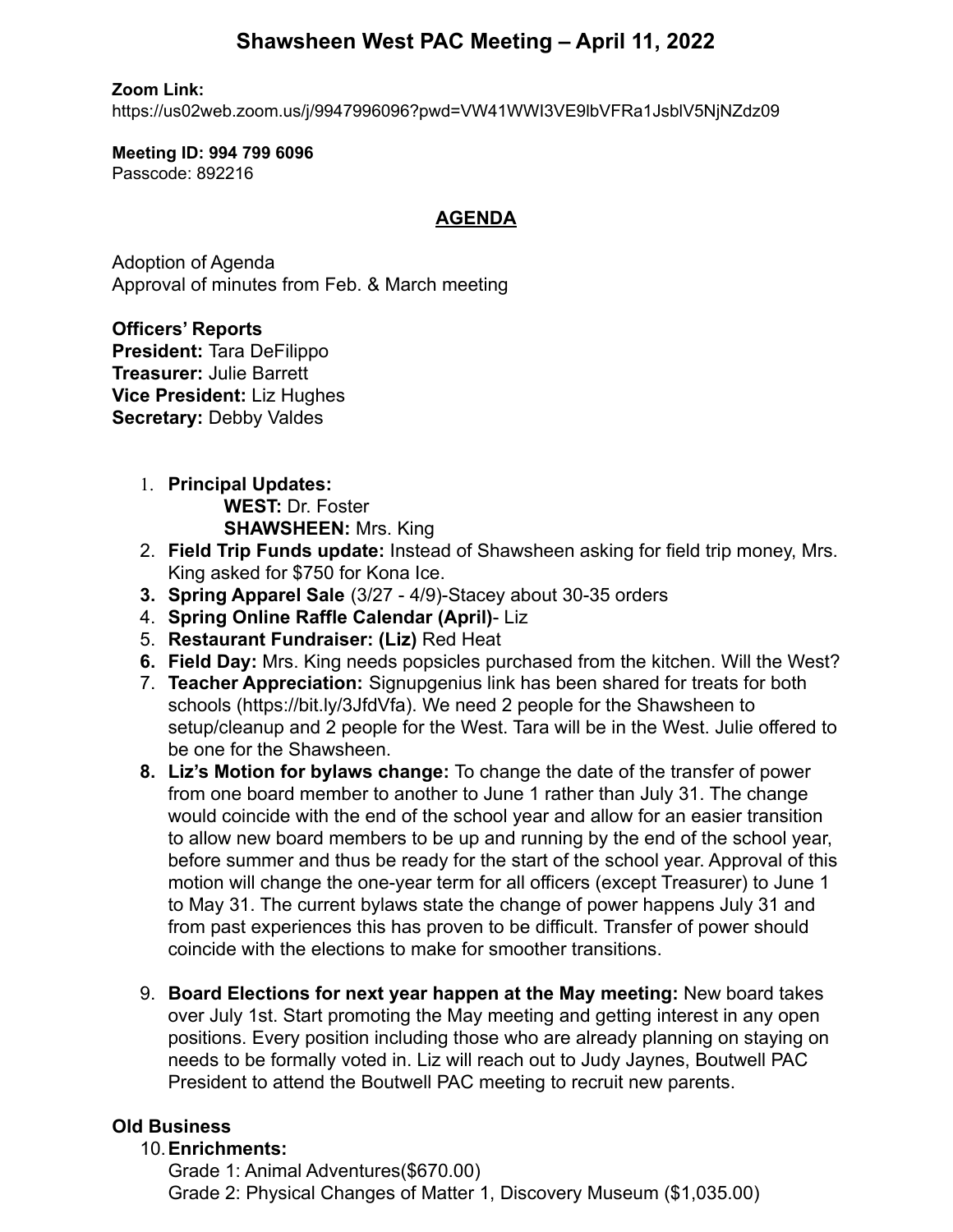# Shawsheen West PAC Meeting – April 11, 2022

**Zoom Link:**
https://us02web.zoom.us/j/9947996096?pwd=VW41WWI3VE9lbVFRa1JsblV5NjNZdz09

**Meeting ID: 994 799 6096**
Passcode: 892216

## AGENDA

Adoption of Agenda
Approval of minutes from Feb. & March meeting

**Officers' Reports**
**President:** Tara DeFilippo
**Treasurer:** Julie Barrett
**Vice President:** Liz Hughes
**Secretary:** Debby Valdes

1. **Principal Updates:**
   **WEST:** Dr. Foster
   **SHAWSHEEN:** Mrs. King
2. **Field Trip Funds update:** Instead of Shawsheen asking for field trip money, Mrs. King asked for $750 for Kona Ice.
3. **Spring Apparel Sale** (3/27 - 4/9)-Stacey about 30-35 orders
4. **Spring Online Raffle Calendar (April)**- Liz
5. **Restaurant Fundraiser: (Liz)** Red Heat
6. **Field Day:** Mrs. King needs popsicles purchased from the kitchen. Will the West?
7. **Teacher Appreciation:** Signupgenius link has been shared for treats for both schools (https://bit.ly/3JfdVfa). We need 2 people for the Shawsheen to setup/cleanup and 2 people for the West. Tara will be in the West. Julie offered to be one for the Shawsheen.
8. **Liz's Motion for bylaws change:** To change the date of the transfer of power from one board member to another to June 1 rather than July 31. The change would coincide with the end of the school year and allow for an easier transition to allow new board members to be up and running by the end of the school year, before summer and thus be ready for the start of the school year. Approval of this motion will change the one-year term for all officers (except Treasurer) to June 1 to May 31. The current bylaws state the change of power happens July 31 and from past experiences this has proven to be difficult. Transfer of power should coincide with the elections to make for smoother transitions.

9. **Board Elections for next year happen at the May meeting:** New board takes over July 1st. Start promoting the May meeting and getting interest in any open positions. Every position including those who are already planning on staying on needs to be formally voted in. Liz will reach out to Judy Jaynes, Boutwell PAC President to attend the Boutwell PAC meeting to recruit new parents.

**Old Business**

10. **Enrichments:**
    Grade 1: Animal Adventures($670.00)
    Grade 2: Physical Changes of Matter 1, Discovery Museum ($1,035.00)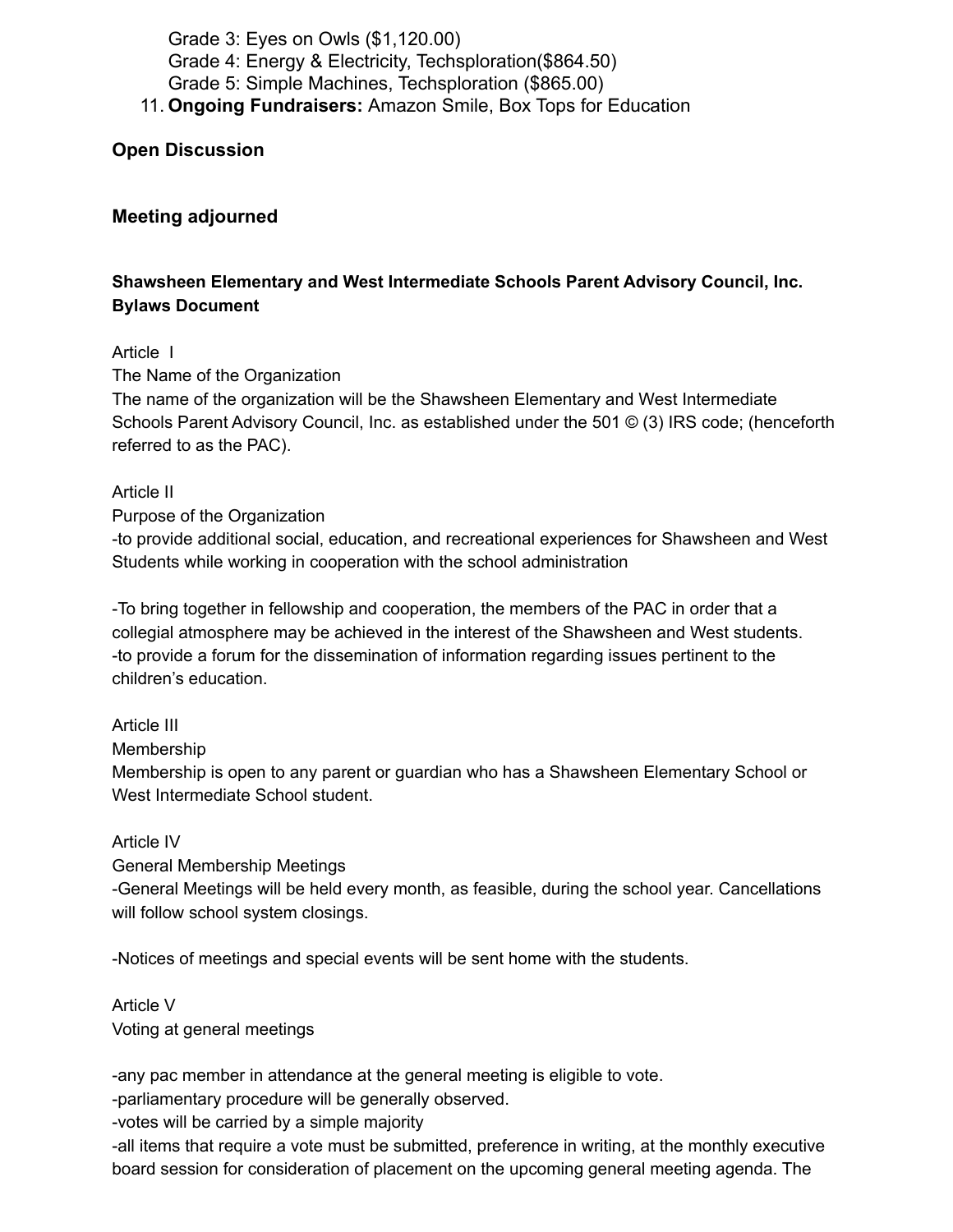Grade 3: Eyes on Owls ($1,120.00)
Grade 4: Energy & Electricity, Techsploration($864.50)
Grade 5: Simple Machines, Techsploration ($865.00)

11. **Ongoing Fundraisers:** Amazon Smile, Box Tops for Education

**Open Discussion**

**Meeting adjourned**

**Shawsheen Elementary and West Intermediate Schools Parent Advisory Council, Inc. Bylaws Document**

Article I
The Name of the Organization
The name of the organization will be the Shawsheen Elementary and West Intermediate Schools Parent Advisory Council, Inc. as established under the 501 © (3) IRS code; (henceforth referred to as the PAC).

Article II
Purpose of the Organization
-to provide additional social, education, and recreational experiences for Shawsheen and West Students while working in cooperation with the school administration

-To bring together in fellowship and cooperation, the members of the PAC in order that a collegial atmosphere may be achieved in the interest of the Shawsheen and West students.
-to provide a forum for the dissemination of information regarding issues pertinent to the children's education.

Article III
Membership
Membership is open to any parent or guardian who has a Shawsheen Elementary School or West Intermediate School student.

Article IV
General Membership Meetings
-General Meetings will be held every month, as feasible, during the school year. Cancellations will follow school system closings.

-Notices of meetings and special events will be sent home with the students.

Article V
Voting at general meetings

-any pac member in attendance at the general meeting is eligible to vote.
-parliamentary procedure will be generally observed.
-votes will be carried by a simple majority
-all items that require a vote must be submitted, preference in writing, at the monthly executive board session for consideration of placement on the upcoming general meeting agenda. The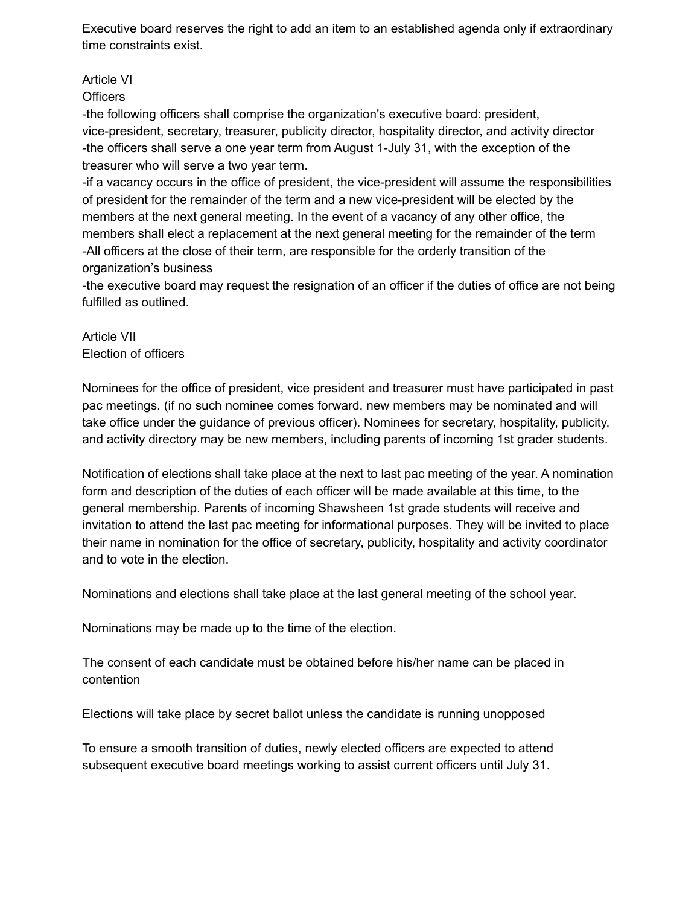Executive board reserves the right to add an item to an established agenda only if extraordinary time constraints exist.

## Article VI
## Officers

-the following officers shall comprise the organization's executive board: president, vice-president, secretary, treasurer, publicity director, hospitality director, and activity director
-the officers shall serve a one year term from August 1-July 31, with the exception of the treasurer who will serve a two year term.
-if a vacancy occurs in the office of president, the vice-president will assume the responsibilities of president for the remainder of the term and a new vice-president will be elected by the members at the next general meeting. In the event of a vacancy of any other office, the members shall elect a replacement at the next general meeting for the remainder of the term
-All officers at the close of their term, are responsible for the orderly transition of the organization's business
-the executive board may request the resignation of an officer if the duties of office are not being fulfilled as outlined.

## Article VII
## Election of officers

Nominees for the office of president, vice president and treasurer must have participated in past pac meetings. (if no such nominee comes forward, new members may be nominated and will take office under the guidance of previous officer). Nominees for secretary, hospitality, publicity, and activity directory may be new members, including parents of incoming 1st grader students.

Notification of elections shall take place at the next to last pac meeting of the year. A nomination form and description of the duties of each officer will be made available at this time, to the general membership. Parents of incoming Shawsheen 1st grade students will receive and invitation to attend the last pac meeting for informational purposes. They will be invited to place their name in nomination for the office of secretary, publicity, hospitality and activity coordinator and to vote in the election.

Nominations and elections shall take place at the last general meeting of the school year.

Nominations may be made up to the time of the election.

The consent of each candidate must be obtained before his/her name can be placed in contention

Elections will take place by secret ballot unless the candidate is running unopposed

To ensure a smooth transition of duties, newly elected officers are expected to attend subsequent executive board meetings working to assist current officers until July 31.